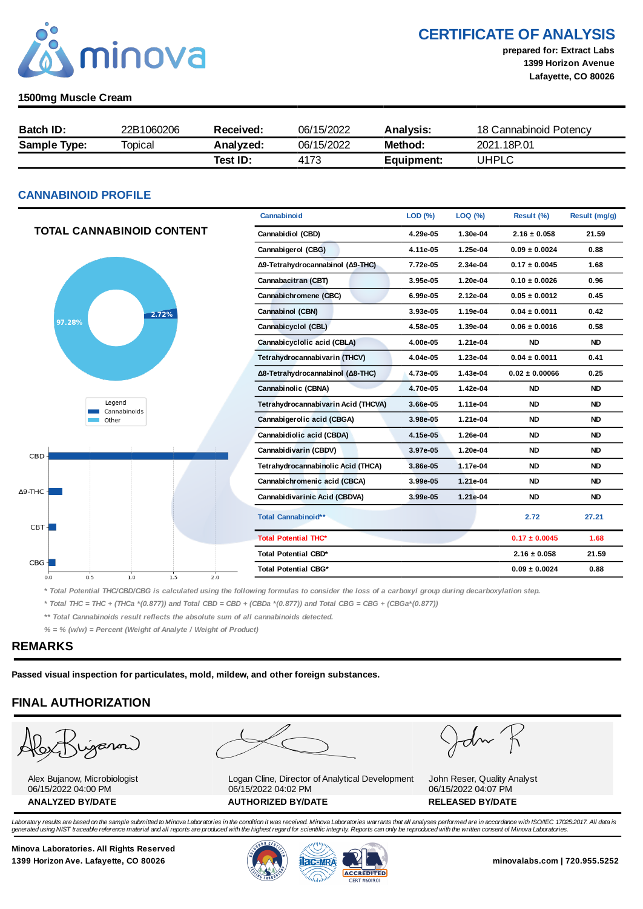minova

# CERTIFICATE OF ANALYSIS

**prepared for: Extract Labs**
**1399 Horizon Avenue**
**Lafayette, CO 80026**

**1500mg Muscle Cream**

| | | | | | |
|---|---|---|---|---|---|
| **Batch ID:** | 22B1060206 | **Received:** | 06/15/2022 | **Analysis:** | 18 Cannabinoid Potency |
| **Sample Type:** | Topical | **Analyzed:** | 06/15/2022 | **Method:** | 2021.18P.01 |
| | | **Test ID:** | 4173 | **Equipment:** | UHPLC |

## CANNABINOID PROFILE

**TOTAL CANNABINOID CONTENT**

97.28%
2.72%

Legend
Cannabinoids
Other

CBD
Δ9-THC
CBT
CBG
0.0 0.5 1.0 1.5 2.0

| Cannabinoid | LOD (%) | LOQ (%) | Result (%) | Result (mg/g) |
|---|---|---|---|---|
| Cannabidiol (CBD) | 4.29e-05 | 1.30e-04 | 2.16 ± 0.058 | 21.59 |
| Cannabigerol (CBG) | 4.11e-05 | 1.25e-04 | 0.09 ± 0.0024 | 0.88 |
| Δ9-Tetrahydrocannabinol (Δ9-THC) | 7.72e-05 | 2.34e-04 | 0.17 ± 0.0045 | 1.68 |
| Cannabacitran (CBT) | 3.95e-05 | 1.20e-04 | 0.10 ± 0.0026 | 0.96 |
| Cannabichromene (CBC) | 6.99e-05 | 2.12e-04 | 0.05 ± 0.0012 | 0.45 |
| Cannabinol (CBN) | 3.93e-05 | 1.19e-04 | 0.04 ± 0.0011 | 0.42 |
| Cannabicyclol (CBL) | 4.58e-05 | 1.39e-04 | 0.06 ± 0.0016 | 0.58 |
| Cannabicyclolic acid (CBLA) | 4.00e-05 | 1.21e-04 | ND | ND |
| Tetrahydrocannabivarin (THCV) | 4.04e-05 | 1.23e-04 | 0.04 ± 0.0011 | 0.41 |
| Δ8-Tetrahydrocannabinol (Δ8-THC) | 4.73e-05 | 1.43e-04 | 0.02 ± 0.00066 | 0.25 |
| Cannabinolic (CBNA) | 4.70e-05 | 1.42e-04 | ND | ND |
| Tetrahydrocannabivarin Acid (THCVA) | 3.66e-05 | 1.11e-04 | ND | ND |
| Cannabigerolic acid (CBGA) | 3.98e-05 | 1.21e-04 | ND | ND |
| Cannabidiolic acid (CBDA) | 4.15e-05 | 1.26e-04 | ND | ND |
| Cannabidivarin (CBDV) | 3.97e-05 | 1.20e-04 | ND | ND |
| Tetrahydrocannabinolic Acid (THCA) | 3.86e-05 | 1.17e-04 | ND | ND |
| Cannabichromenic acid (CBCA) | 3.99e-05 | 1.21e-04 | ND | ND |
| Cannabidivarinic Acid (CBDVA) | 3.99e-05 | 1.21e-04 | ND | ND |
| Total Cannabinoid** | | | 2.72 | 27.21 |
| Total Potential THC* | | | 0.17 ± 0.0045 | 1.68 |
| Total Potential CBD* | | | 2.16 ± 0.058 | 21.59 |
| Total Potential CBG* | | | 0.09 ± 0.0024 | 0.88 |

*\* Total Potential THC/CBD/CBG is calculated using the following formulas to consider the loss of a carboxyl group during decarboxylation step.*

*\* Total THC = THC + (THCa \*(0.877)) and Total CBD = CBD + (CBDa \*(0.877)) and Total CBG = CBG + (CBGa\*(0.877))*

*\*\* Total Cannabinoids result reflects the absolute sum of all cannabinoids detected.*

*% = % (w/w) = Percent (Weight of Analyte / Weight of Product)*

## REMARKS

**Passed visual inspection for particulates, mold, mildew, and other foreign substances.**

## FINAL AUTHORIZATION

| | | |
|---|---|---|
| Alex Bujanow, Microbiologist<br>06/15/2022 04:00 PM | Logan Cline, Director of Analytical Development<br>06/15/2022 04:02 PM | John Reser, Quality Analyst<br>06/15/2022 04:07 PM |
| **ANALYZED BY/DATE** | **AUTHORIZED BY/DATE** | **RELEASED BY/DATE** |

*Laboratory results are based on the sample submitted to Minova Laboratories in the condition it was received. Minova Laboratories warrants that all analyses performed are in accordance with ISO/IEC 17025:2017. All data is generated using NIST traceable reference material and all reports are produced with the highest regard for scientific integrity. Reports can only be reproduced with the written consent of Minova Laboratories.*

**Minova Laboratories. All Rights Reserved**
**1399 Horizon Ave. Lafayette, CO 80026**

ACCREDITED CERT #6019.01

**minovalabs.com | 720.955.5252**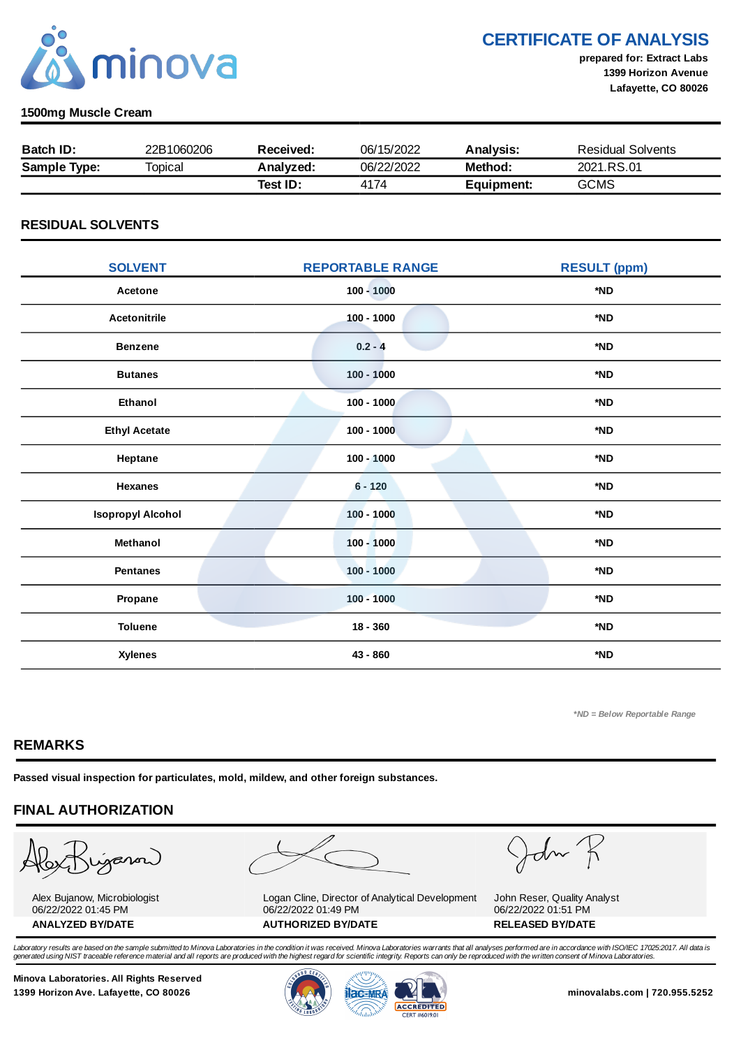# CERTIFICATE OF ANALYSIS

**prepared for: Extract Labs**
**1399 Horizon Avenue**
**Lafayette, CO 80026**

**1500mg Muscle Cream**

| | | | | | |
|---|---|---|---|---|---|
| **Batch ID:** | 22B1060206 | **Received:** | 06/15/2022 | **Analysis:** | Residual Solvents |
| **Sample Type:** | Topical | **Analyzed:** | 06/22/2022 | **Method:** | 2021.RS.01 |
| | | **Test ID:** | 4174 | **Equipment:** | GCMS |

## RESIDUAL SOLVENTS

| SOLVENT | REPORTABLE RANGE | RESULT (ppm) |
|---|---|---|
| Acetone | 100 - 1000 | *ND |
| Acetonitrile | 100 - 1000 | *ND |
| Benzene | 0.2 - 4 | *ND |
| Butanes | 100 - 1000 | *ND |
| Ethanol | 100 - 1000 | *ND |
| Ethyl Acetate | 100 - 1000 | *ND |
| Heptane | 100 - 1000 | *ND |
| Hexanes | 6 - 120 | *ND |
| Isopropyl Alcohol | 100 - 1000 | *ND |
| Methanol | 100 - 1000 | *ND |
| Pentanes | 100 - 1000 | *ND |
| Propane | 100 - 1000 | *ND |
| Toluene | 18 - 360 | *ND |
| Xylenes | 43 - 860 | *ND |

*\*ND = Below Reportable Range*

## REMARKS

**Passed visual inspection for particulates, mold, mildew, and other foreign substances.**

## FINAL AUTHORIZATION

| | | |
|---|---|---|
| Alex Bujanow, Microbiologist<br>06/22/2022 01:45 PM | Logan Cline, Director of Analytical Development<br>06/22/2022 01:49 PM | John Reser, Quality Analyst<br>06/22/2022 01:51 PM |
| **ANALYZED BY/DATE** | **AUTHORIZED BY/DATE** | **RELEASED BY/DATE** |

*Laboratory results are based on the sample submitted to Minova Laboratories in the condition it was received. Minova Laboratories warrants that all analyses performed are in accordance with ISO/IEC 17025:2017. All data is generated using NIST traceable reference material and all reports are produced with the highest regard for scientific integrity. Reports can only be reproduced with the written consent of Minova Laboratories.*

**Minova Laboratories. All Rights Reserved**
**1399 Horizon Ave. Lafayette, CO 80026**

ACCREDITED CERT #6019.01

**minovalabs.com | 720.955.5252**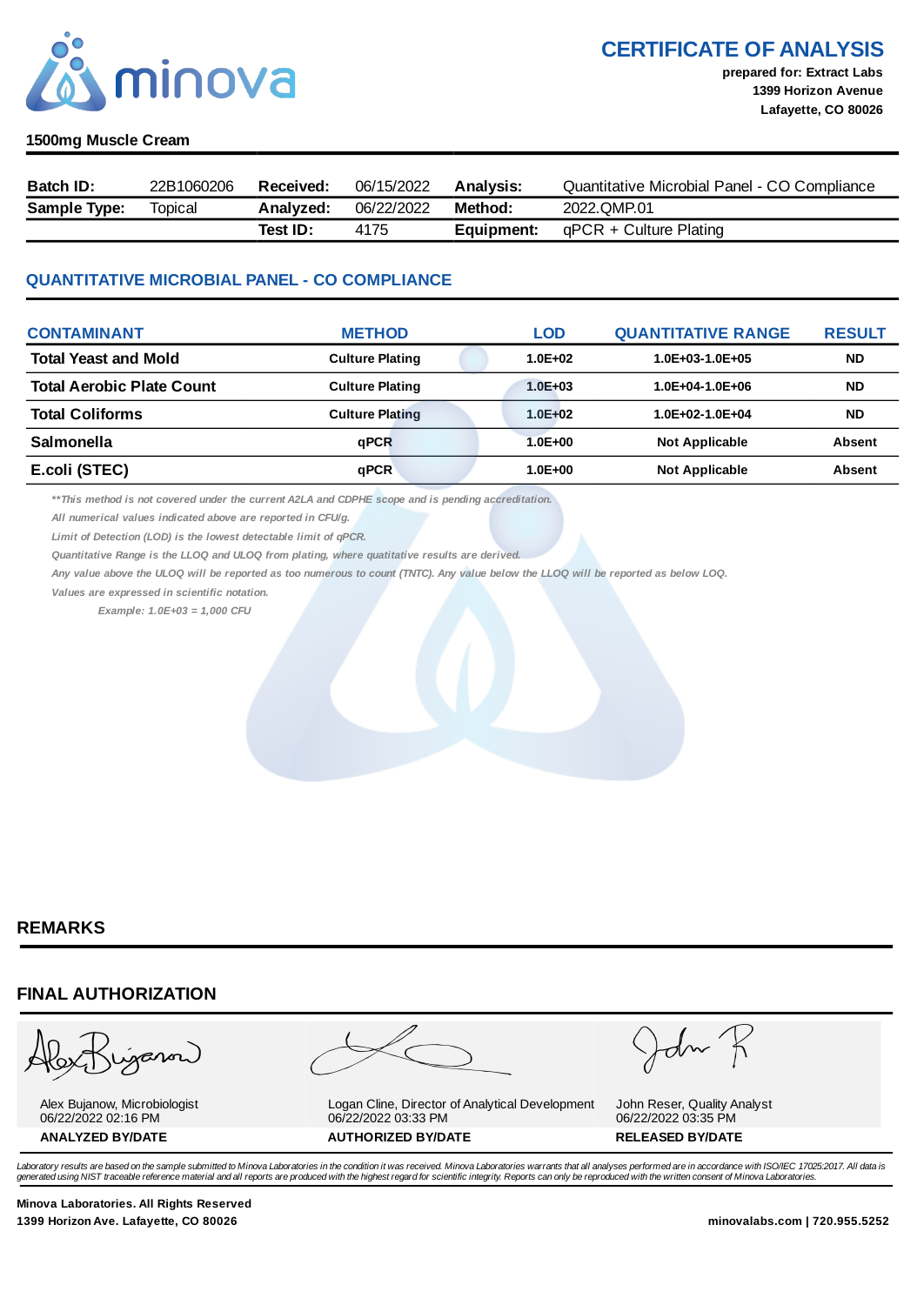# CERTIFICATE OF ANALYSIS

**prepared for: Extract Labs**
**1399 Horizon Avenue**
**Lafayette, CO 80026**

**1500mg Muscle Cream**

| | | | | | |
|---|---|---|---|---|---|
| **Batch ID:** | 22B1060206 | **Received:** | 06/15/2022 | **Analysis:** | Quantitative Microbial Panel - CO Compliance |
| **Sample Type:** | Topical | **Analyzed:** | 06/22/2022 | **Method:** | 2022.QMP.01 |
| | | **Test ID:** | 4175 | **Equipment:** | qPCR + Culture Plating |

## QUANTITATIVE MICROBIAL PANEL - CO COMPLIANCE

| CONTAMINANT | METHOD | LOD | QUANTITATIVE RANGE | RESULT |
|---|---|---|---|---|
| **Total Yeast and Mold** | **Culture Plating** | **1.0E+02** | **1.0E+03-1.0E+05** | **ND** |
| **Total Aerobic Plate Count** | **Culture Plating** | **1.0E+03** | **1.0E+04-1.0E+06** | **ND** |
| **Total Coliforms** | **Culture Plating** | **1.0E+02** | **1.0E+02-1.0E+04** | **ND** |
| **Salmonella** | **qPCR** | **1.0E+00** | **Not Applicable** | **Absent** |
| **E.coli (STEC)** | **qPCR** | **1.0E+00** | **Not Applicable** | **Absent** |

*\*\*This method is not covered under the current A2LA and CDPHE scope and is pending accreditation.*

*All numerical values indicated above are reported in CFU/g.*

*Limit of Detection (LOD) is the lowest detectable limit of qPCR.*

*Quantitative Range is the LLOQ and ULOQ from plating, where quatitative results are derived.*

*Any value above the ULOQ will be reported as too numerous to count (TNTC). Any value below the LLOQ will be reported as below LOQ.*

*Values are expressed in scientific notation.*

*Example: 1.0E+03 = 1,000 CFU*

## REMARKS

## FINAL AUTHORIZATION

| | | |
|---|---|---|
| Alex Bujanow, Microbiologist<br>06/22/2022 02:16 PM | Logan Cline, Director of Analytical Development<br>06/22/2022 03:33 PM | John Reser, Quality Analyst<br>06/22/2022 03:35 PM |
| **ANALYZED BY/DATE** | **AUTHORIZED BY/DATE** | **RELEASED BY/DATE** |

*Laboratory results are based on the sample submitted to Minova Laboratories in the condition it was received. Minova Laboratories warrants that all analyses performed are in accordance with ISO/IEC 17025:2017. All data is generated using NIST traceable reference material and all reports are produced with the highest regard for scientific integrity. Reports can only be reproduced with the written consent of Minova Laboratories.*

**Minova Laboratories. All Rights Reserved**
**1399 Horizon Ave. Lafayette, CO 80026**

**minovalabs.com | 720.955.5252**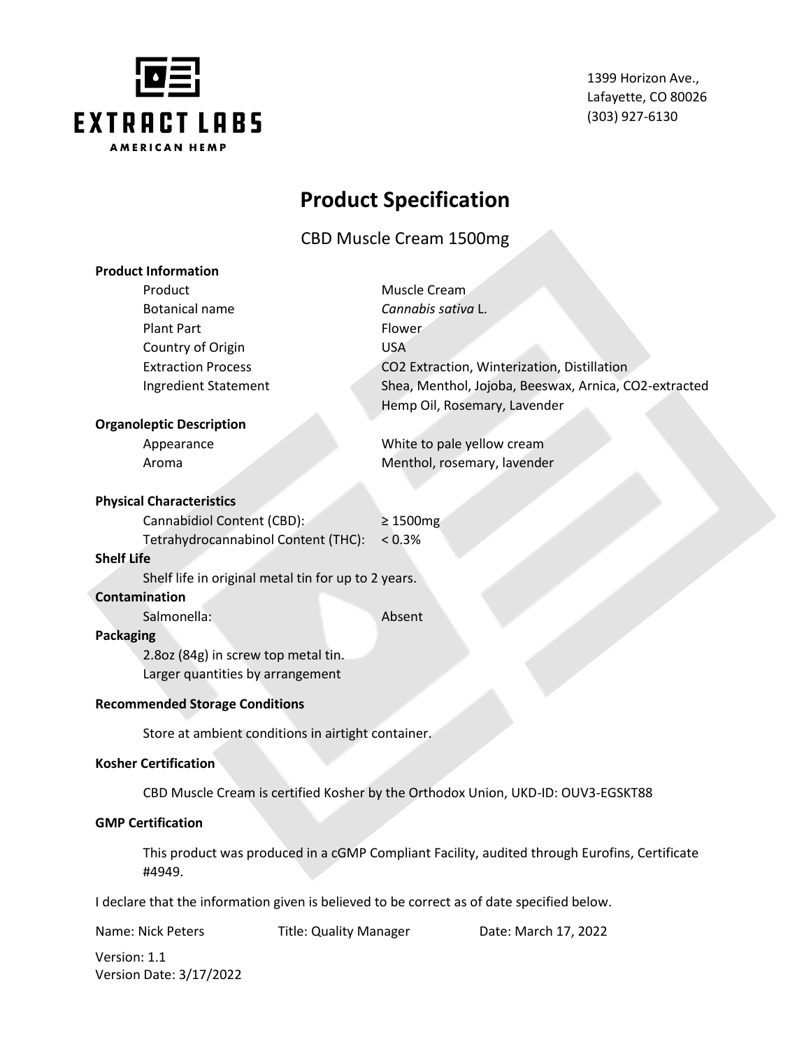**EXTRACT LABS**
**AMERICAN HEMP**

1399 Horizon Ave.,
Lafayette, CO 80026
(303) 927-6130

# Product Specification

## CBD Muscle Cream 1500mg

**Product Information**

| | |
|---|---|
| Product | Muscle Cream |
| Botanical name | *Cannabis sativa* L. |
| Plant Part | Flower |
| Country of Origin | USA |
| Extraction Process | $CO_2$ Extraction, Winterization, Distillation |
| Ingredient Statement | Shea, Menthol, Jojoba, Beeswax, Arnica, $CO_2$-extracted Hemp Oil, Rosemary, Lavender |

**Organoleptic Description**

| | |
|---|---|
| Appearance | White to pale yellow cream |
| Aroma | Menthol, rosemary, lavender |

**Physical Characteristics**

| | |
|---|---|
| Cannabidiol Content (CBD): | ≥ 1500mg |
| Tetrahydrocannabinol Content (THC): | < 0.3% |

**Shelf Life**

Shelf life in original metal tin for up to 2 years.

**Contamination**

| | |
|---|---|
| Salmonella: | Absent |

**Packaging**

2.8oz (84g) in screw top metal tin.
Larger quantities by arrangement

**Recommended Storage Conditions**

Store at ambient conditions in airtight container.

**Kosher Certification**

CBD Muscle Cream is certified Kosher by the Orthodox Union, UKD-ID: OUV3-EGSKT88

**GMP Certification**

This product was produced in a cGMP Compliant Facility, audited through Eurofins, Certificate #4949.

I declare that the information given is believed to be correct as of date specified below.

Name: Nick Peters Title: Quality Manager Date: March 17, 2022

Version: 1.1
Version Date: 3/17/2022